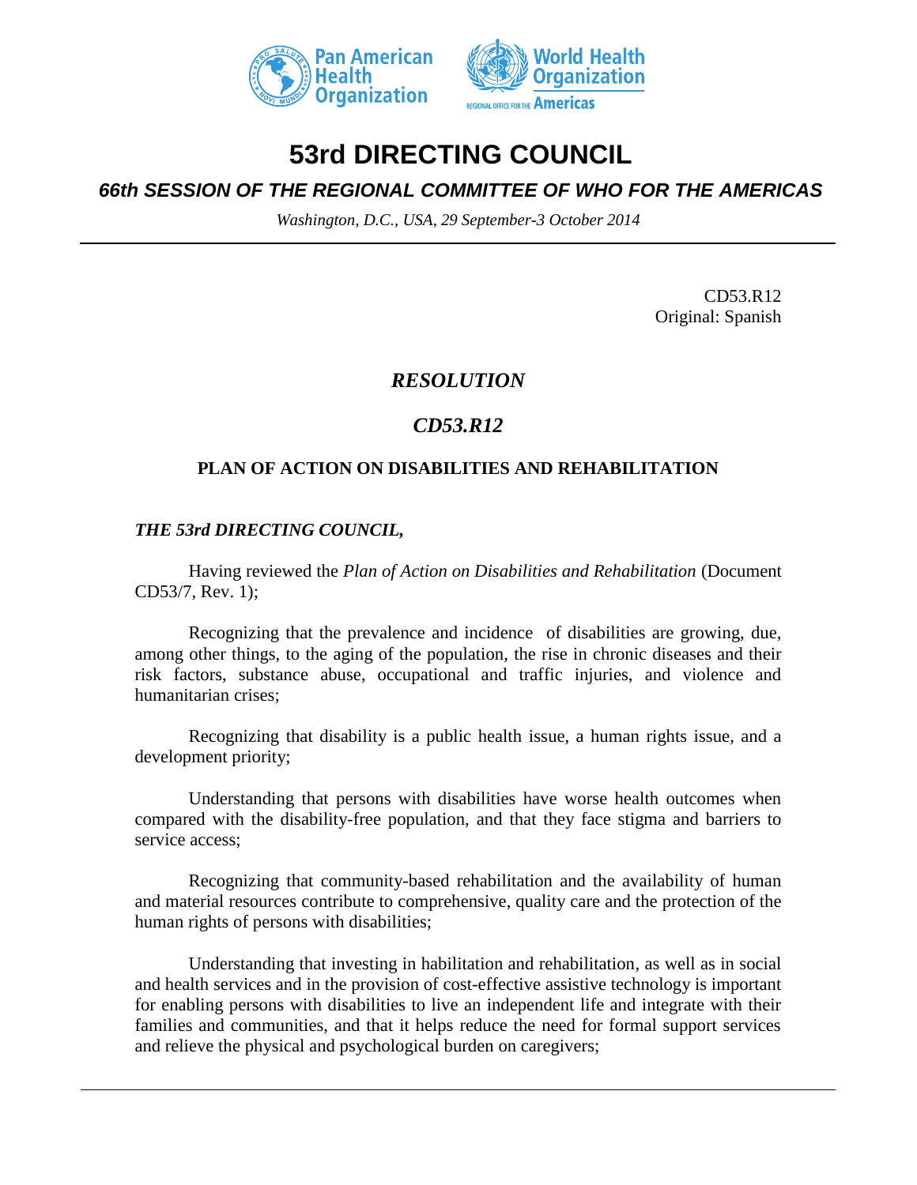# 53rd DIRECTING COUNCIL

## *66th SESSION OF THE REGIONAL COMMITTEE OF WHO FOR THE AMERICAS*

*Washington, D.C., USA, 29 September-3 October 2014*

CD53.R12
Original: Spanish

## *RESOLUTION*

## *CD53.R12*

### PLAN OF ACTION ON DISABILITIES AND REHABILITATION

***THE 53rd DIRECTING COUNCIL,***

Having reviewed the *Plan of Action on Disabilities and Rehabilitation* (Document CD53/7, Rev. 1);

Recognizing that the prevalence and incidence of disabilities are growing, due, among other things, to the aging of the population, the rise in chronic diseases and their risk factors, substance abuse, occupational and traffic injuries, and violence and humanitarian crises;

Recognizing that disability is a public health issue, a human rights issue, and a development priority;

Understanding that persons with disabilities have worse health outcomes when compared with the disability-free population, and that they face stigma and barriers to service access;

Recognizing that community-based rehabilitation and the availability of human and material resources contribute to comprehensive, quality care and the protection of the human rights of persons with disabilities;

Understanding that investing in habilitation and rehabilitation, as well as in social and health services and in the provision of cost-effective assistive technology is important for enabling persons with disabilities to live an independent life and integrate with their families and communities, and that it helps reduce the need for formal support services and relieve the physical and psychological burden on caregivers;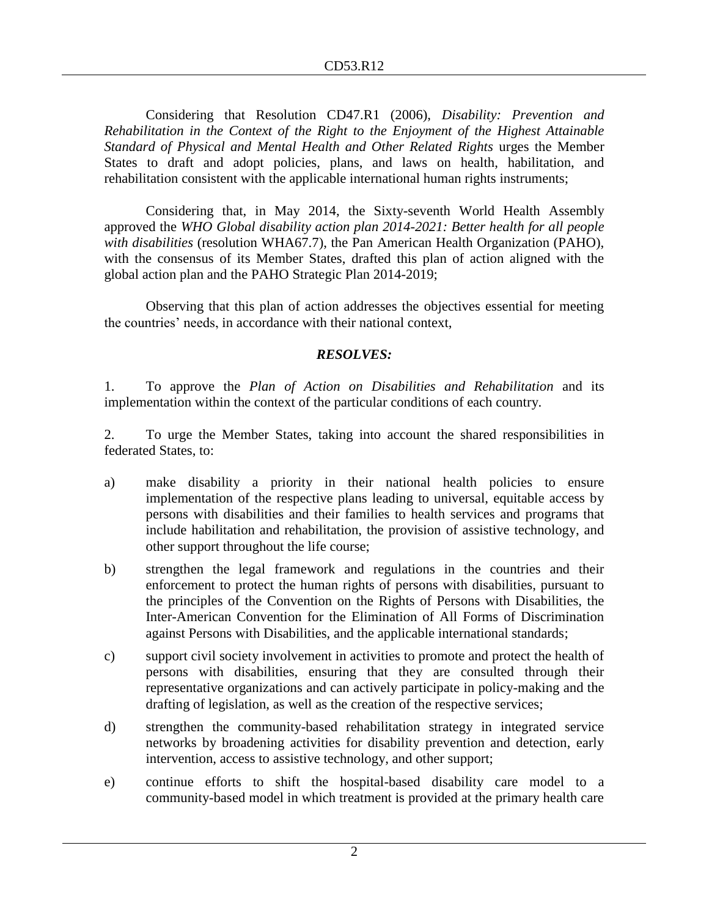Considering that Resolution CD47.R1 (2006), *Disability: Prevention and Rehabilitation in the Context of the Right to the Enjoyment of the Highest Attainable Standard of Physical and Mental Health and Other Related Rights* urges the Member States to draft and adopt policies, plans, and laws on health, habilitation, and rehabilitation consistent with the applicable international human rights instruments;

Considering that, in May 2014, the Sixty-seventh World Health Assembly approved the *WHO Global disability action plan 2014-2021: Better health for all people with disabilities* (resolution WHA67.7), the Pan American Health Organization (PAHO), with the consensus of its Member States, drafted this plan of action aligned with the global action plan and the PAHO Strategic Plan 2014-2019;

Observing that this plan of action addresses the objectives essential for meeting the countries' needs, in accordance with their national context,

***RESOLVES:***

1. To approve the *Plan of Action on Disabilities and Rehabilitation* and its implementation within the context of the particular conditions of each country.

2. To urge the Member States, taking into account the shared responsibilities in federated States, to:

a) make disability a priority in their national health policies to ensure implementation of the respective plans leading to universal, equitable access by persons with disabilities and their families to health services and programs that include habilitation and rehabilitation, the provision of assistive technology, and other support throughout the life course;

b) strengthen the legal framework and regulations in the countries and their enforcement to protect the human rights of persons with disabilities, pursuant to the principles of the Convention on the Rights of Persons with Disabilities, the Inter-American Convention for the Elimination of All Forms of Discrimination against Persons with Disabilities, and the applicable international standards;

c) support civil society involvement in activities to promote and protect the health of persons with disabilities, ensuring that they are consulted through their representative organizations and can actively participate in policy-making and the drafting of legislation, as well as the creation of the respective services;

d) strengthen the community-based rehabilitation strategy in integrated service networks by broadening activities for disability prevention and detection, early intervention, access to assistive technology, and other support;

e) continue efforts to shift the hospital-based disability care model to a community-based model in which treatment is provided at the primary health care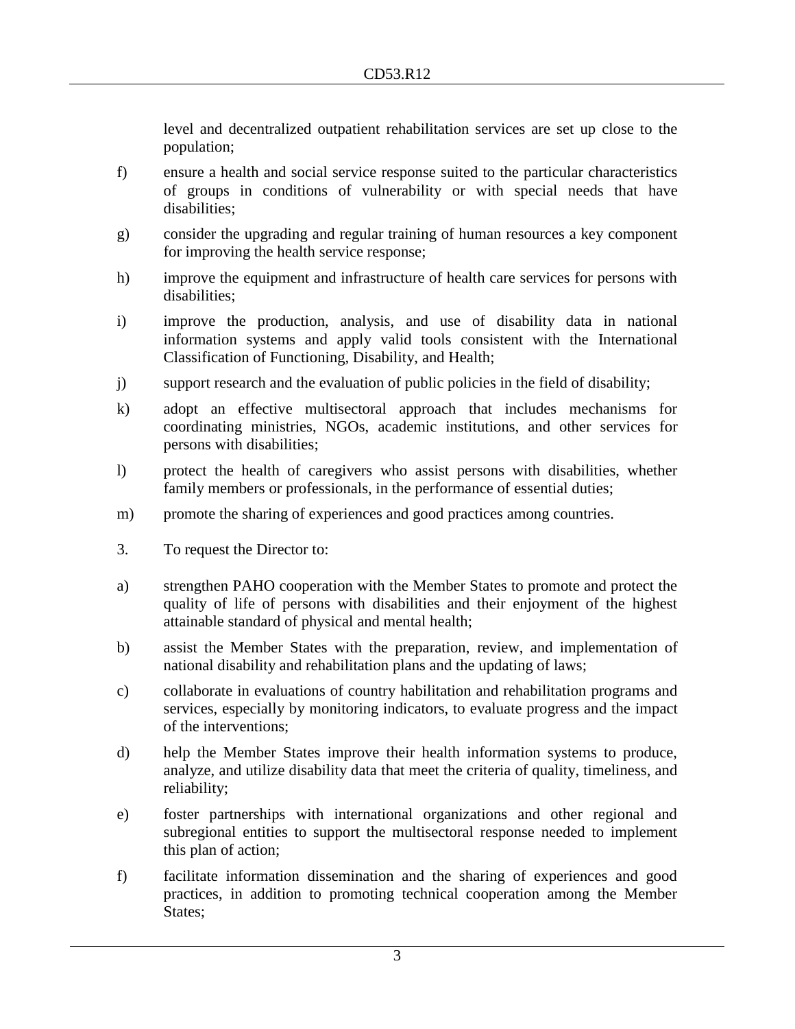level and decentralized outpatient rehabilitation services are set up close to the population;

f) ensure a health and social service response suited to the particular characteristics of groups in conditions of vulnerability or with special needs that have disabilities;

g) consider the upgrading and regular training of human resources a key component for improving the health service response;

h) improve the equipment and infrastructure of health care services for persons with disabilities;

i) improve the production, analysis, and use of disability data in national information systems and apply valid tools consistent with the International Classification of Functioning, Disability, and Health;

j) support research and the evaluation of public policies in the field of disability;

k) adopt an effective multisectoral approach that includes mechanisms for coordinating ministries, NGOs, academic institutions, and other services for persons with disabilities;

l) protect the health of caregivers who assist persons with disabilities, whether family members or professionals, in the performance of essential duties;

m) promote the sharing of experiences and good practices among countries.

3. To request the Director to:

a) strengthen PAHO cooperation with the Member States to promote and protect the quality of life of persons with disabilities and their enjoyment of the highest attainable standard of physical and mental health;

b) assist the Member States with the preparation, review, and implementation of national disability and rehabilitation plans and the updating of laws;

c) collaborate in evaluations of country habilitation and rehabilitation programs and services, especially by monitoring indicators, to evaluate progress and the impact of the interventions;

d) help the Member States improve their health information systems to produce, analyze, and utilize disability data that meet the criteria of quality, timeliness, and reliability;

e) foster partnerships with international organizations and other regional and subregional entities to support the multisectoral response needed to implement this plan of action;

f) facilitate information dissemination and the sharing of experiences and good practices, in addition to promoting technical cooperation among the Member States;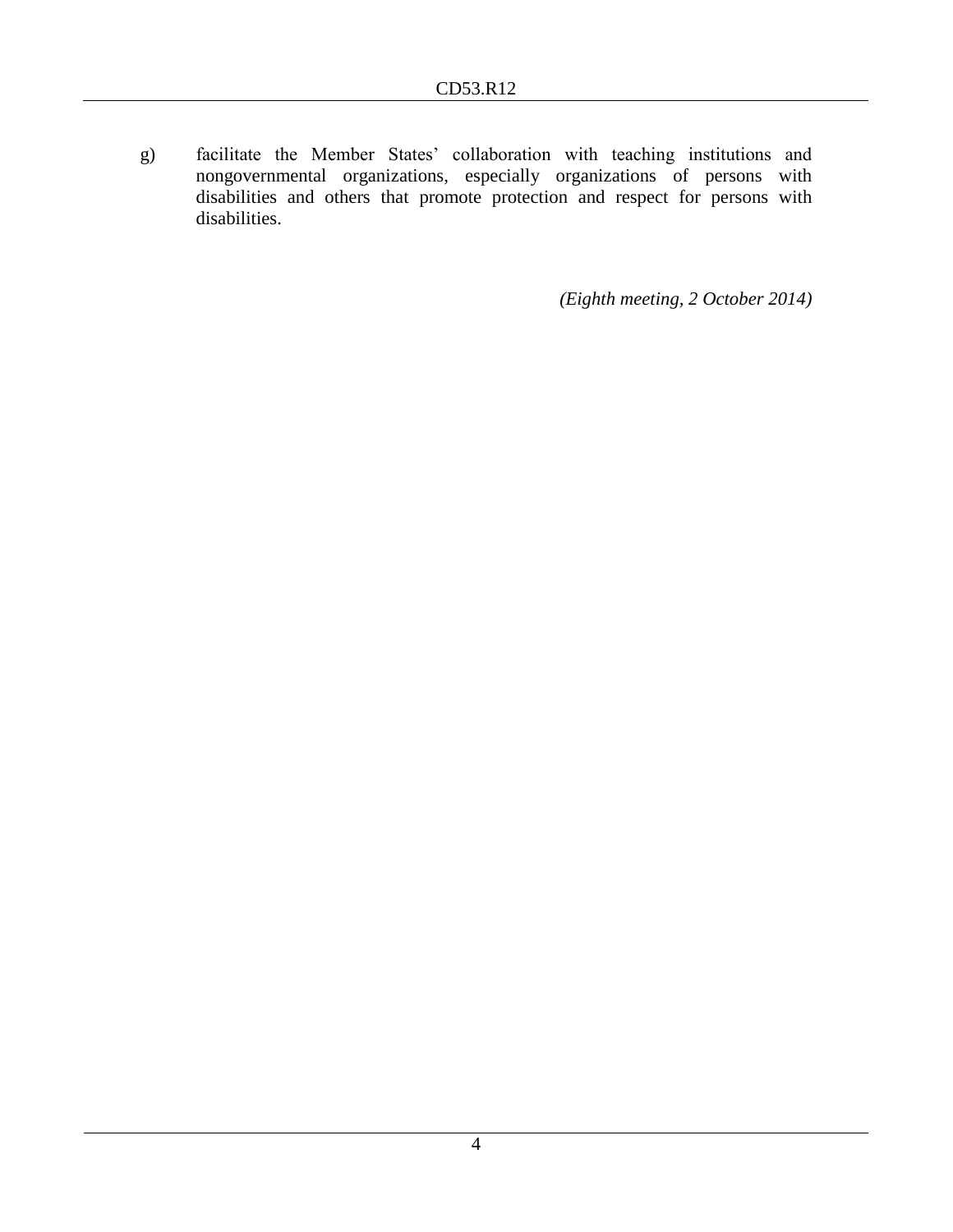g) facilitate the Member States' collaboration with teaching institutions and nongovernmental organizations, especially organizations of persons with disabilities and others that promote protection and respect for persons with disabilities.

*(Eighth meeting, 2 October 2014)*